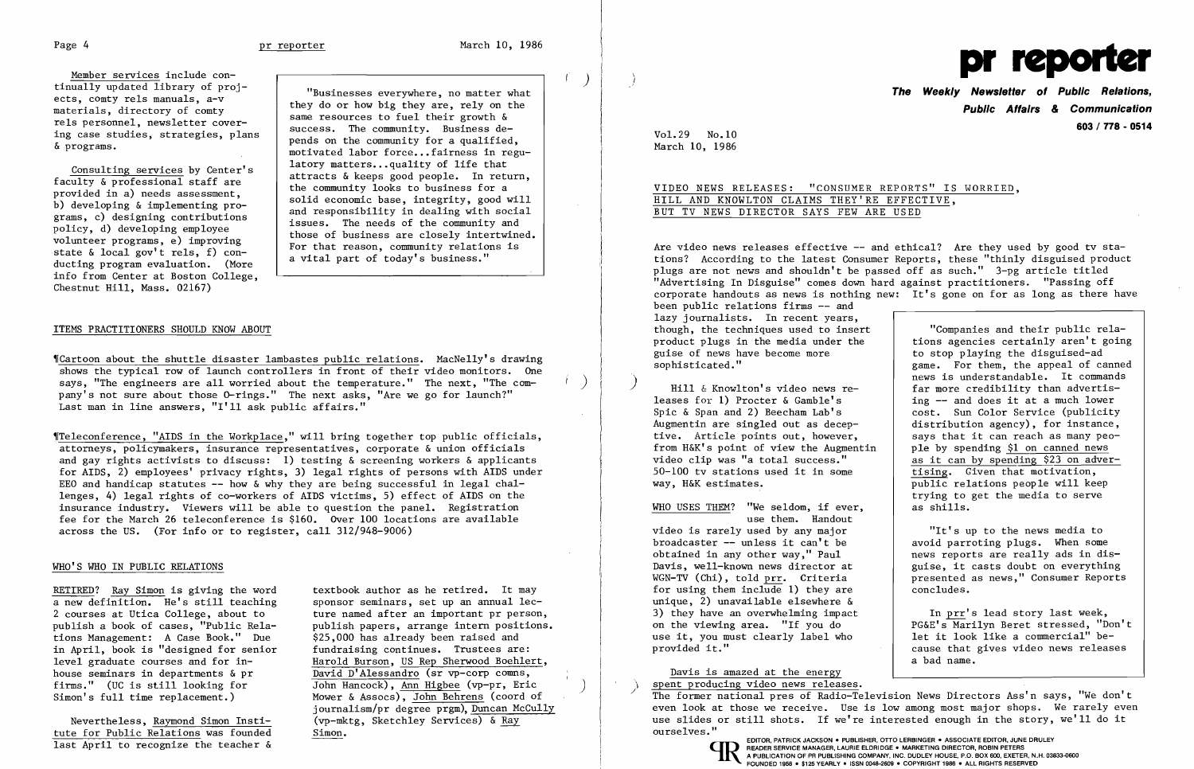Member services include continually updated library of projects, comty rels manuals, a-v materials, directory of comty rels personnel, newsletter covering case studies, strategies, plans & programs.

Consulting services by Center's faculty & professional staff are provided in a) needs assessment, b) developing & implementing programs, c) designing contributions policy, d) developing employee volunteer programs, e) improving state & local gov't rels, f) conducting program evaluation. (More info from Center at Boston College, Chestnut Hill, Mass. 02167)

> "Businesses everywhere, no matter what they do or how big they are, rely on the same resources to fuel their growth & success. The community. Business depends on the community for a qualified, motivated labor force...fairness in regulatory matters...quality of life that attracts & keeps good people. In return, the community looks to business for a solid economic base, integrity, good will and responsibility in dealing with social issues. The needs of the community and those of business are closely intertwined. For that reason, community relations is a vital part of today's business."

## ITEMS PRACTITIONERS SHOULD KNOW ABOUT

¶Cartoon about the shuttle disaster lambastes public relations. MacNelly's drawing shows the typical row of launch controllers in front of their video monitors. One says, "The engineers are all worried about the temperature." The next, "The company's not sure about those O-rings." The next asks, "Are we go for launch?" Last man in line answers, "I'll ask public affairs."

¶Teleconference, "AIDS in the Workplace," will bring together top public officials, attorneys, policymakers, insurance representatives, corporate & union officials and gay rights activists to discuss: 1) testing & screening workers & applicants for AIDS, 2) employees' privacy rights, 3) legal rights of persons with AIDS under EEO and handicap statutes -- how & why they are being successful in legal challenges, 4) legal rights of co-workers of AIDS victims, 5) effect of AIDS on the insurance industry. Viewers will be able to question the panel. Registration fee for the March 26 teleconference is $160. Over 100 locations are available across the US. (For info or to register, call 312/948-9006)

## WHO'S WHO IN PUBLIC RELATIONS

RETIRED? Ray Simon is giving the word a new definition. He's still teaching 2 courses at Utica College, about to publish a book of cases, "Public Relations Management: A Case Book." Due in April, book is "designed for senior level graduate courses and for in-house seminars in departments & pr firms." (UC is still looking for Simon's full time replacement.)

Nevertheless, Raymond Simon Institute for Public Relations was founded last April to recognize the teacher & textbook author as he retired. It may sponsor seminars, set up an annual lecture named after an important pr person, publish papers, arrange intern positions. $25,000 has already been raised and fundraising continues. Trustees are: Harold Burson, US Rep Sherwood Boehlert, David D'Alessandro (sr vp-corp comns, John Hancock), Ann Higbee (vp-pr, Eric Mower & Assocs), John Behrens (coord of journalism/pr degree prgm), Duncan McCully (vp-mktg, Sketchley Services) & Ray Simon.

# pr reporter

**The Weekly Newsletter of Public Relations, Public Affairs & Communication**

**603 / 778 - 0514**

Vol.29 No.10
March 10, 1986

## VIDEO NEWS RELEASES: "CONSUMER REPORTS" IS WORRIED, HILL AND KNOWLTON CLAIMS THEY'RE EFFECTIVE, BUT TV NEWS DIRECTOR SAYS FEW ARE USED

Are video news releases effective -- and ethical? Are they used by good tv stations? According to the latest Consumer Reports, these "thinly disguised product plugs are not news and shouldn't be passed off as such." 3-pg article titled "Advertising In Disguise" comes down hard against practitioners. "Passing off corporate handouts as news is nothing new: It's gone on for as long as there have been public relations firms -- and lazy journalists. In recent years, though, the techniques used to insert product plugs in the media under the guise of news have become more sophisticated."

Hill & Knowlton's video news releases for 1) Procter & Gamble's Spic & Span and 2) Beecham Lab's Augmentin are singled out as deceptive. Article points out, however, from H&K's point of view the Augmentin video clip was "a total success." 50-100 tv stations used it in some way, H&K estimates.

WHO USES THEM? "We seldom, if ever, use them. Handout video is rarely used by any major broadcaster -- unless it can't be obtained in any other way," Paul Davis, well-known news director at WGN-TV (Chi), told prr. Criteria for using them include 1) they are unique, 2) unavailable elsewhere & 3) they have an overwhelming impact on the viewing area. "If you do use it, you must clearly label who provided it."

Davis is amazed at the energy spent producing video news releases. The former national pres of Radio-Television News Directors Ass'n says, "We don't even look at those we receive. Use is low among most major shops. We rarely even use slides or still shots. If we're interested enough in the story, we'll do it ourselves."

> "Companies and their public relations agencies certainly aren't going to stop playing the disguised-ad game. For them, the appeal of canned news is understandable. It commands far more credibility than advertising -- and does it at a much lower cost. Sun Color Service (publicity distribution agency), for instance, says that it can reach as many people by spending $1 on canned news as it can by spending $23 on advertising. Given that motivation, public relations people will keep trying to get the media to serve as shills.
>
> "It's up to the news media to avoid parroting plugs. When some news reports are really ads in disguise, it casts doubt on everything presented as news," Consumer Reports concludes.
>
> In prr's lead story last week, PG&E's Marilyn Beret stressed, "Don't let it look like a commercial" because that gives video news releases a bad name.

EDITOR, PATRICK JACKSON • PUBLISHER, OTTO LERBINGER • ASSOCIATE EDITOR, JUNE DRULEY
READER SERVICE MANAGER, LAURIE ELDRIDGE • MARKETING DIRECTOR, ROBIN PETERS
A PUBLICATION OF PR PUBLISHING COMPANY, INC. DUDLEY HOUSE, P.O. BOX 600, EXETER, N.H. 03833-0600
FOUNDED 1958 • $125 YEARLY • ISSN 0048-2609 • COPYRIGHT 1986 • ALL RIGHTS RESERVED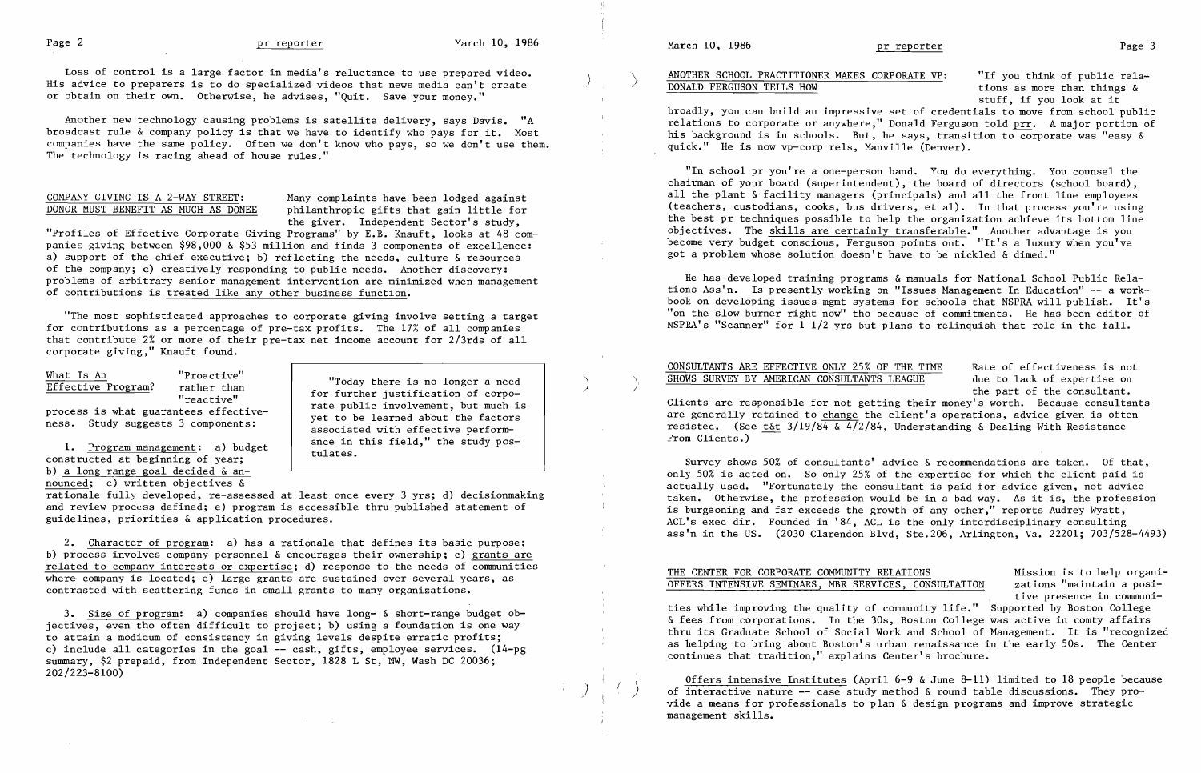Loss of control is a large factor in media's reluctance to use prepared video. His advice to preparers is to do specialized videos that news media can't create or obtain on their own. Otherwise, he advises, "Quit. Save your money."

Another new technology causing problems is satellite delivery, says Davis. "A broadcast rule & company policy is that we have to identify who pays for it. Most companies have the same policy. Often we don't know who pays, so we don't use them. The technology is racing ahead of house rules."

## COMPANY GIVING IS A 2-WAY STREET: DONOR MUST BENEFIT AS MUCH AS DONEE

Many complaints have been lodged against philanthropic gifts that gain little for the giver. Independent Sector's study, "Profiles of Effective Corporate Giving Programs" by E.B. Knauft, looks at 48 companies giving between $98,000 & $53 million and finds 3 components of excellence: a) support of the chief executive; b) reflecting the needs, culture & resources of the company; c) creatively responding to public needs. Another discovery: problems of arbitrary senior management intervention are minimized when management of contributions is treated like any other business function.

"The most sophisticated approaches to corporate giving involve setting a target for contributions as a percentage of pre-tax profits. The 17% of all companies that contribute 2% or more of their pre-tax net income account for 2/3rds of all corporate giving," Knauft found.

"Today there is no longer a need for further justification of corporate public involvement, but much is yet to be learned about the factors associated with effective performance in this field," the study postulates.

What Is An Effective Program? "Proactive" rather than "reactive" process is what guarantees effectiveness. Study suggests 3 components:

1. Program management: a) budget constructed at beginning of year; b) a long range goal decided & announced; c) written objectives & rationale fully developed, re-assessed at least once every 3 yrs; d) decisionmaking and review process defined; e) program is accessible thru published statement of guidelines, priorities & application procedures.

2. Character of program: a) has a rationale that defines its basic purpose; b) process involves company personnel & encourages their ownership; c) grants are related to company interests or expertise; d) response to the needs of communities where company is located; e) large grants are sustained over several years, as contrasted with scattering funds in small grants to many organizations.

3. Size of program: a) companies should have long- & short-range budget objectives, even tho often difficult to project; b) using a foundation is one way to attain a modicum of consistency in giving levels despite erratic profits; c) include all categories in the goal -- cash, gifts, employee services. (14-pg summary, $2 prepaid, from Independent Sector, 1828 L St, NW, Wash DC 20036; 202/223-8100)

## ANOTHER SCHOOL PRACTITIONER MAKES CORPORATE VP: DONALD FERGUSON TELLS HOW

"If you think of public relations as more than things & stuff, if you look at it broadly, you can build an impressive set of credentials to move from school public relations to corporate or anywhere," Donald Ferguson told prr. A major portion of his background is in schools. But, he says, transition to corporate was "easy & quick." He is now vp-corp rels, Manville (Denver).

"In school pr you're a one-person band. You do everything. You counsel the chairman of your board (superintendent), the board of directors (school board), all the plant & facility managers (principals) and all the front line employees (teachers, custodians, cooks, bus drivers, et al). In that process you're using the best pr techniques possible to help the organization achieve its bottom line objectives. The skills are certainly transferable." Another advantage is you become very budget conscious, Ferguson points out. "It's a luxury when you've got a problem whose solution doesn't have to be nickled & dimed."

He has developed training programs & manuals for National School Public Relations Ass'n. Is presently working on "Issues Management In Education" -- a workbook on developing issues mgmt systems for schools that NSPRA will publish. It's "on the slow burner right now" tho because of commitments. He has been editor of NSPRA's "Scanner" for 1 1/2 yrs but plans to relinquish that role in the fall.

## CONSULTANTS ARE EFFECTIVE ONLY 25% OF THE TIME SHOWS SURVEY BY AMERICAN CONSULTANTS LEAGUE

Rate of effectiveness is not due to lack of expertise on the part of the consultant. Clients are responsible for not getting their money's worth. Because consultants are generally retained to change the client's operations, advice given is often resisted. (See t&t 3/19/84 & 4/2/84, Understanding & Dealing With Resistance From Clients.)

Survey shows 50% of consultants' advice & recommendations are taken. Of that, only 50% is acted on. So only 25% of the expertise for which the client paid is actually used. "Fortunately the consultant is paid for advice given, not advice taken. Otherwise, the profession would be in a bad way. As it is, the profession is burgeoning and far exceeds the growth of any other," reports Audrey Wyatt, ACL's exec dir. Founded in '84, ACL is the only interdisciplinary consulting ass'n in the US. (2030 Clarendon Blvd, Ste.206, Arlington, Va. 22201; 703/528-4493)

## THE CENTER FOR CORPORATE COMMUNITY RELATIONS OFFERS INTENSIVE SEMINARS, MBR SERVICES, CONSULTATION

Mission is to help organizations "maintain a positive presence in communities while improving the quality of community life." Supported by Boston College & fees from corporations. In the 30s, Boston College was active in comty affairs thru its Graduate School of Social Work and School of Management. It is "recognized as helping to bring about Boston's urban renaissance in the early 50s. The Center continues that tradition," explains Center's brochure.

Offers intensive Institutes (April 6-9 & June 8-11) limited to 18 people because of interactive nature -- case study method & round table discussions. They provide a means for professionals to plan & design programs and improve strategic management skills.